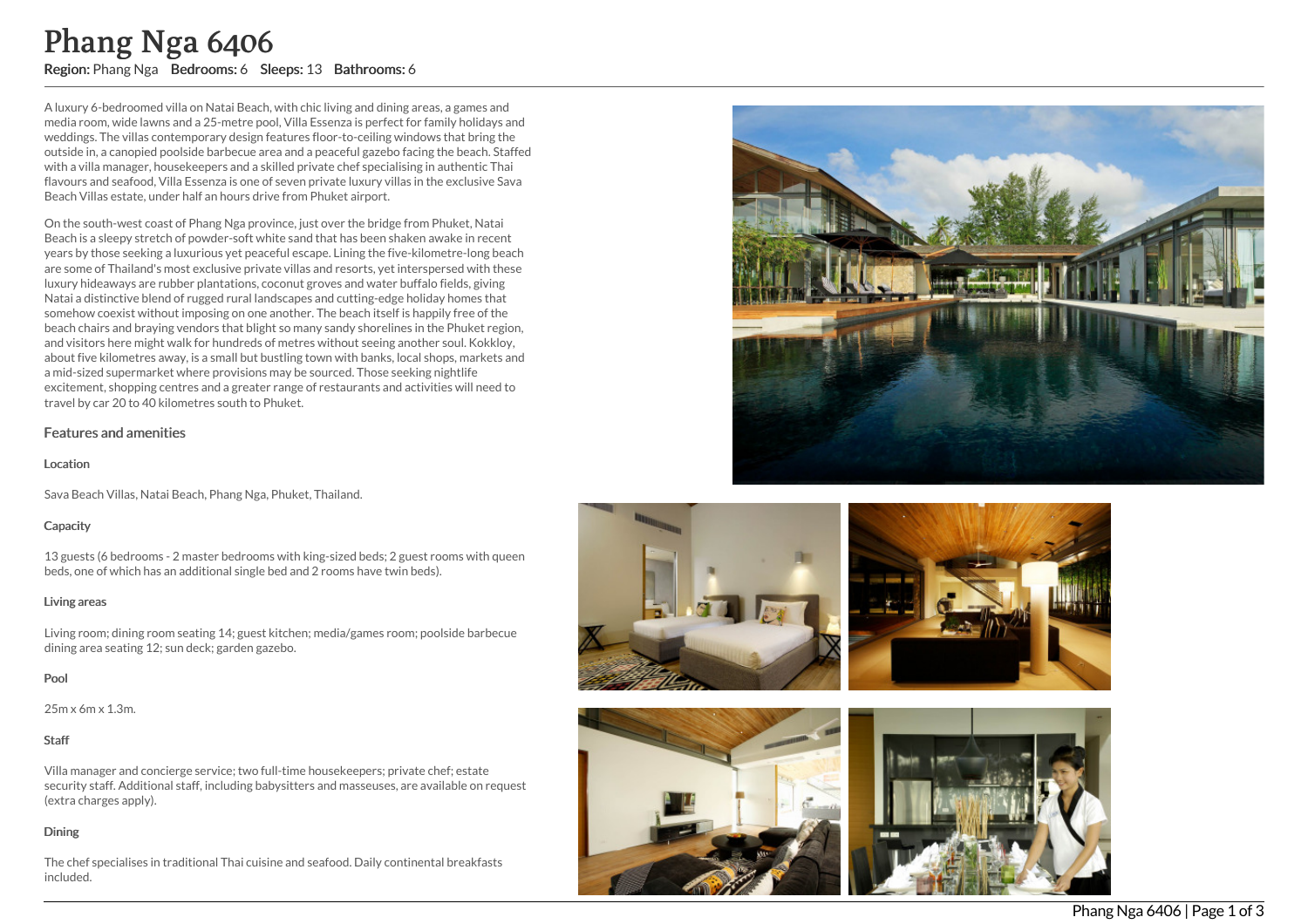# Phang Nga 6406

**Region:** Phang Nga **Bedrooms:** 6 **Sleeps:** 13 **Bathrooms:** 6

A luxury 6-bedroomed villa on Natai Beach, with chic living and dining areas, a games and media room, wide lawns and a 25-metre pool, Villa Essenza is perfect for family holidays and weddings. The villas contemporary design features floor-to-ceiling windows that bring the outside in, a canopied poolside barbecue area and a peaceful gazebo facing the beach. Staffed with a villa manager, housekeepers and a skilled private chef specialising in authentic Thai flavours and seafood, Villa Essenza is one of seven private luxury villas in the exclusive Sava Beach Villas estate, under half an hours drive from Phuket airport.

On the south-west coast of Phang Nga province, just over the bridge from Phuket, Natai Beach is a sleepy stretch of powder-soft white sand that has been shaken awake in recent years by those seeking a luxurious yet peaceful escape. Lining the five-kilometre-long beach are some of Thailand's most exclusive private villas and resorts, yet interspersed with these luxury hideaways are rubber plantations, coconut groves and water buffalo fields, giving Natai a distinctive blend of rugged rural landscapes and cutting-edge holiday homes that somehow coexist without imposing on one another. The beach itself is happily free of the beach chairs and braying vendors that blight so many sandy shorelines in the Phuket region, and visitors here might walk for hundreds of metres without seeing another soul. Kokkloy, about five kilometres away, is a small but bustling town with banks, local shops, markets and a mid-sized supermarket where provisions may be sourced. Those seeking nightlife excitement, shopping centres and a greater range of restaurants and activities will need to travel by car 20 to 40 kilometres south to Phuket.

## Features and amenities

### Location

Sava Beach Villas, Natai Beach, Phang Nga, Phuket, Thailand.

### Capacity

13 guests (6 bedrooms - 2 master bedrooms with king-sized beds; 2 guest rooms with queen beds, one of which has an additional single bed and 2 rooms have twin beds).

### Living areas

Living room; dining room seating 14; guest kitchen; media/games room; poolside barbecue dining area seating 12; sun deck; garden gazebo.

### Pool

25m x 6m x 1.3m.

### Staff

Villa manager and concierge service; two full-time housekeepers; private chef; estate security staff. Additional staff, including babysitters and masseuses, are available on request (extra charges apply).

### Dining

The chef specialises in traditional Thai cuisine and seafood. Daily continental breakfasts included.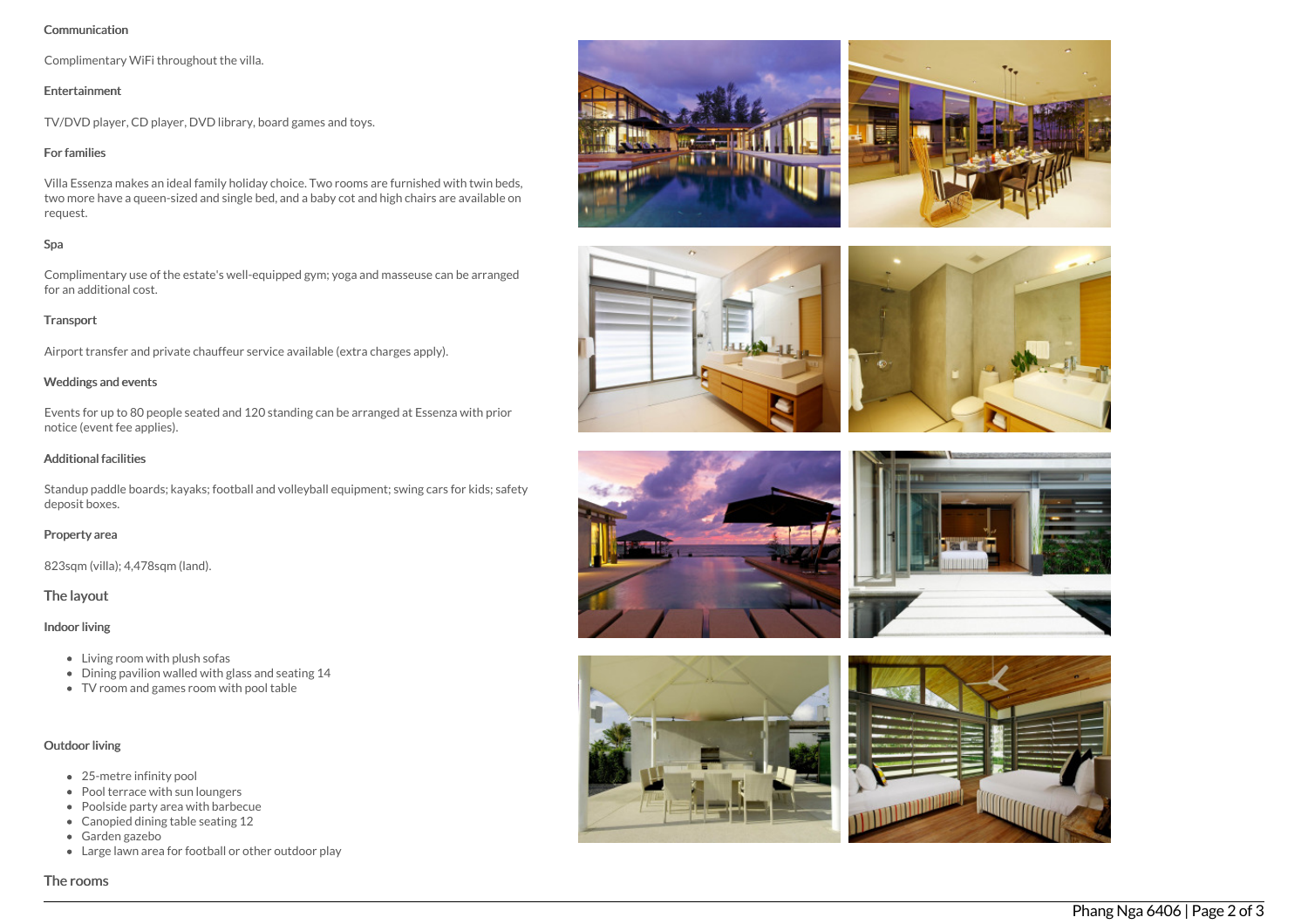#### Communication

Complimentary WiFi throughout the villa.

#### Entertainment

TV/DVD player, CD player, DVD library, board games and toys.

#### For families

Villa Essenza makes an ideal family holiday choice. Two rooms are furnished with twin beds, two more have a queen-sized and single bed, and a baby cot and high chairs are available on request.

#### Spa

Complimentary use of the estate's well-equipped gym; yoga and masseuse can be arranged for an additional cost.

#### Transport

Airport transfer and private chauffeur service available (extra charges apply).

#### Weddings and events

Events for up to 80 people seated and 120 standing can be arranged at Essenza with prior notice (event fee applies).

#### Additional facilities

Standup paddle boards; kayaks; football and volleyball equipment; swing cars for kids; safety deposit boxes.

#### Property area

823sqm (villa); 4,478sqm (land).

### The layout

#### Indoor living

- Living room with plush sofas
- Dining pavilion walled with glass and seating 14
- TV room and games room with pool table

#### Outdoor living

- 25-metre infinity pool
- Pool terrace with sun loungers
- Poolside party area with barbecue
- Canopied dining table seating 12
- Garden gazebo
- Large lawn area for football or other outdoor play

### The rooms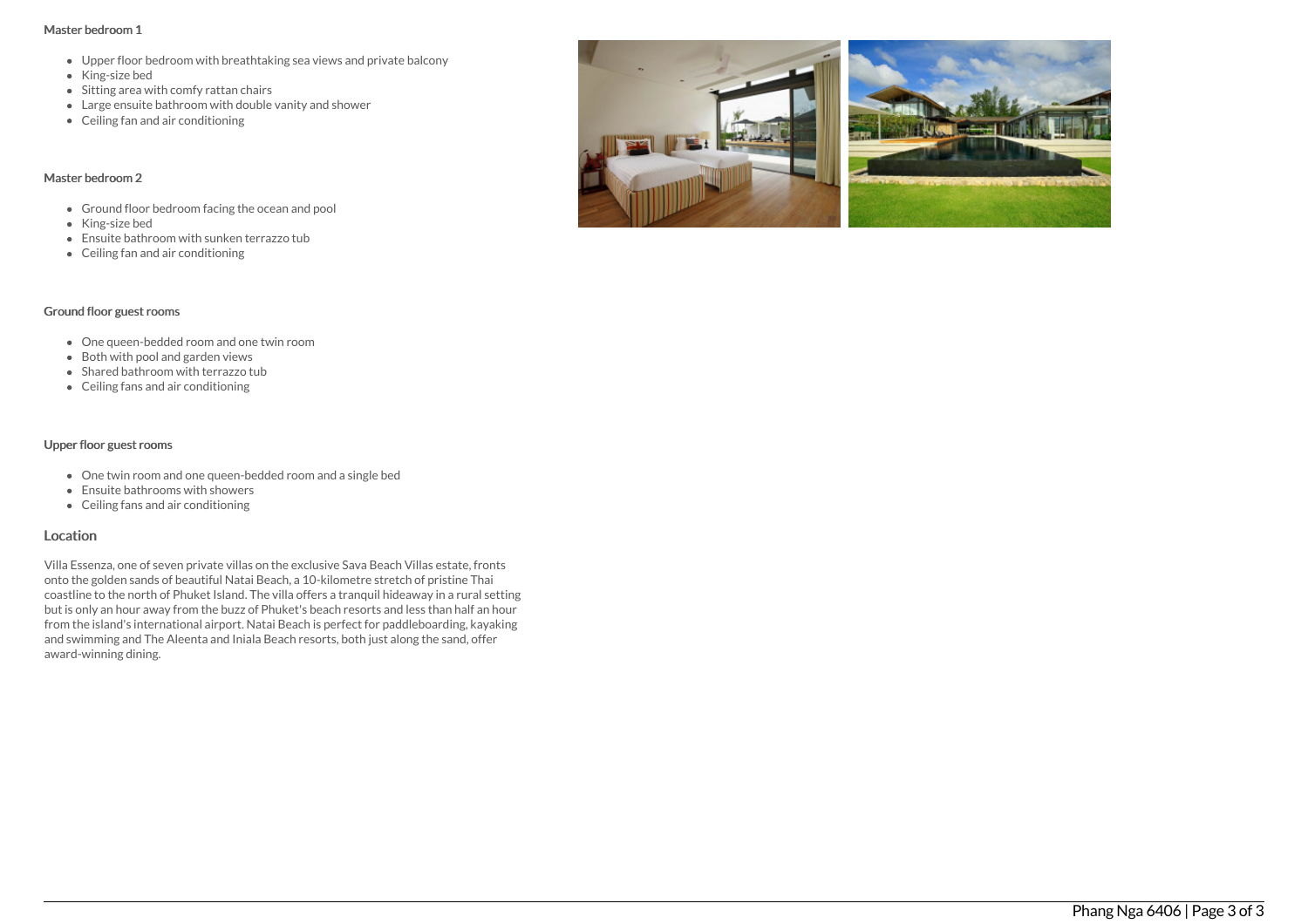#### Master bedroom 1

- Upper floor bedroom with breathtaking sea views and private balcony
- King-size bed
- Sitting area with comfy rattan chairs
- Large ensuite bathroom with double vanity and shower
- Ceiling fan and air conditioning

#### Master bedroom 2

- Ground floor bedroom facing the ocean and pool
- King-size bed
- Ensuite bathroom with sunken terrazzo tub
- Ceiling fan and air conditioning

#### Ground floor guest rooms

- One queen-bedded room and one twin room
- Both with pool and garden views
- Shared bathroom with terrazzo tub
- Ceiling fans and air conditioning

#### Upper floor guest rooms

- One twin room and one queen-bedded room and a single bed
- Ensuite bathrooms with showers
- Ceiling fans and air conditioning

## Location

Villa Essenza, one of seven private villas on the exclusive Sava Beach Villas estate, fronts onto the golden sands of beautiful Natai Beach, a 10-kilometre stretch of pristine Thai coastline to the north of Phuket Island. The villa offers a tranquil hideaway in a rural setting but is only an hour away from the buzz of Phuket's beach resorts and less than half an hour from the island's international airport. Natai Beach is perfect for paddleboarding, kayaking and swimming and The Aleenta and Iniala Beach resorts, both just along the sand, offer award-winning dining.